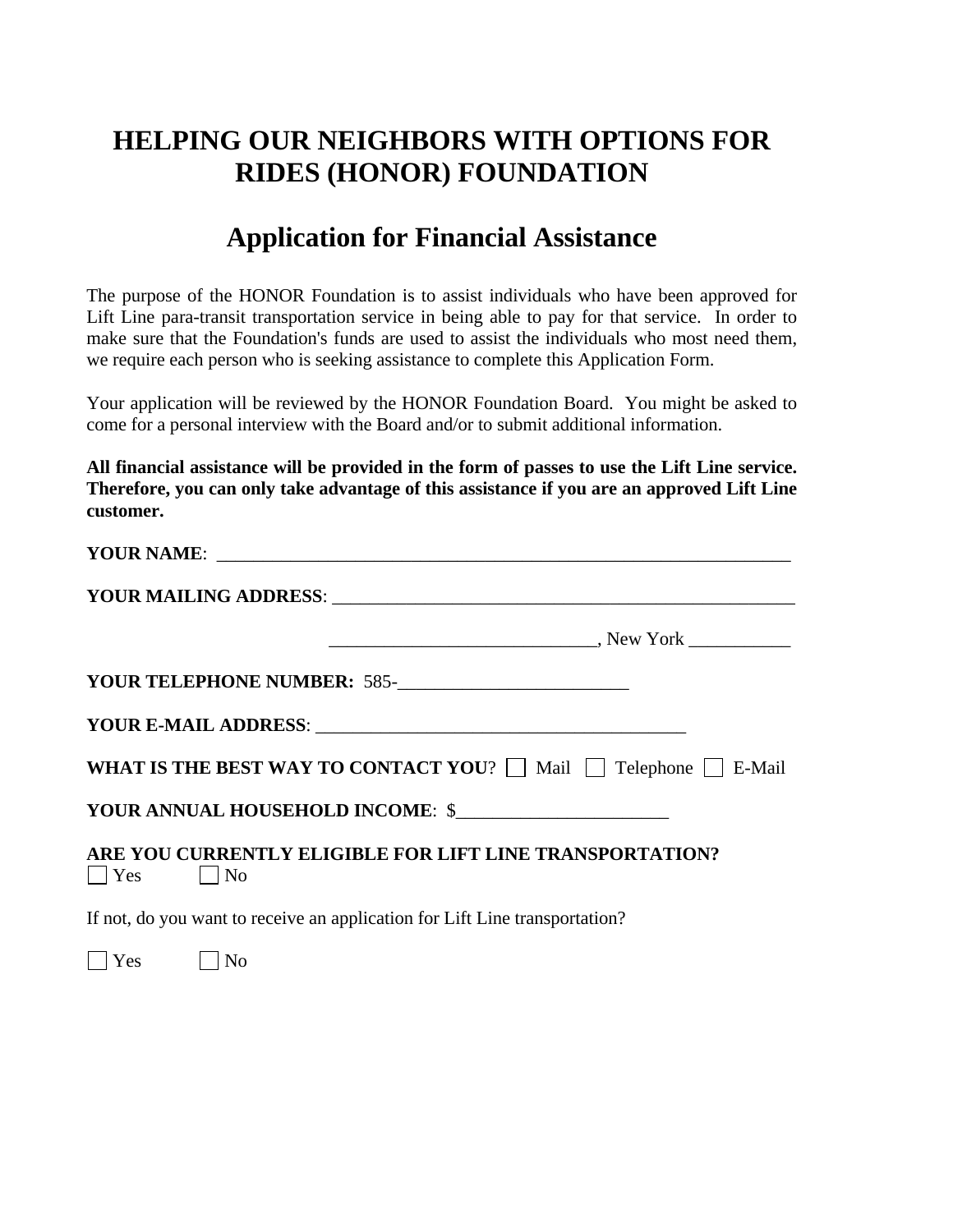# HELPING OUR NEIGHBORS WITH OPTIONS FOR RIDES (HONOR) FOUNDATION

## Application for Financial Assistance

The purpose of the HONOR Foundation is to assist individuals who have been approved for Lift Line para-transit transportation service in being able to pay for that service. In order to make sure that the Foundation's funds are used to assist the individuals who most need them, we require each person who is seeking assistance to complete this Application Form.

Your application will be reviewed by the HONOR Foundation Board. You might be asked to come for a personal interview with the Board and/or to submit additional information.

**All financial assistance will be provided in the form of passes to use the Lift Line service. Therefore, you can only take advantage of this assistance if you are an approved Lift Line customer.**

**YOUR NAME**: ______________________________________________________________

**YOUR MAILING ADDRESS**: ___________________________________________________

_____________________________, New York ___________

**YOUR TELEPHONE NUMBER:** 585-_________________________

**YOUR E-MAIL ADDRESS**: ________________________________________

**WHAT IS THE BEST WAY TO CONTACT YOU**? ☐ Mail ☐ Telephone ☐ E-Mail

**YOUR ANNUAL HOUSEHOLD INCOME**: $______________________

**ARE YOU CURRENTLY ELIGIBLE FOR LIFT LINE TRANSPORTATION?**

☐ Yes ☐ No

If not, do you want to receive an application for Lift Line transportation?

☐ Yes ☐ No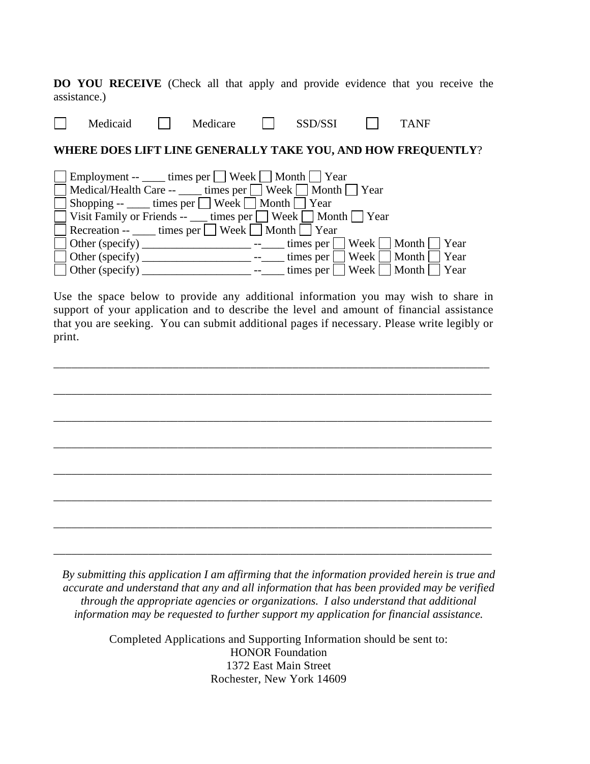**DO YOU RECEIVE** (Check all that apply and provide evidence that you receive the assistance.)

☐ Medicaid ☐ Medicare ☐ SSD/SSI ☐ TANF

**WHERE DOES LIFT LINE GENERALLY TAKE YOU, AND HOW FREQUENTLY**?

☐ Employment -- ____ times per ☐ Week ☐ Month ☐ Year
☐ Medical/Health Care -- ____ times per ☐ Week ☐ Month ☐ Year
☐ Shopping -- ____ times per ☐ Week ☐ Month ☐ Year
☐ Visit Family or Friends -- ___ times per ☐ Week ☐ Month ☐ Year
☐ Recreation -- ____ times per ☐ Week ☐ Month ☐ Year
☐ Other (specify) __________________ --____ times per ☐ Week ☐ Month ☐ Year
☐ Other (specify) __________________ --____ times per ☐ Week ☐ Month ☐ Year
☐ Other (specify) __________________ --____ times per ☐ Week ☐ Month ☐ Year

Use the space below to provide any additional information you may wish to share in support of your application and to describe the level and amount of financial assistance that you are seeking. You can submit additional pages if necessary. Please write legibly or print.

___________________________________________________________________________

___________________________________________________________________________

___________________________________________________________________________

___________________________________________________________________________

___________________________________________________________________________

___________________________________________________________________________

___________________________________________________________________________

___________________________________________________________________________

*By submitting this application I am affirming that the information provided herein is true and accurate and understand that any and all information that has been provided may be verified through the appropriate agencies or organizations. I also understand that additional information may be requested to further support my application for financial assistance.*

Completed Applications and Supporting Information should be sent to:
HONOR Foundation
1372 East Main Street
Rochester, New York 14609